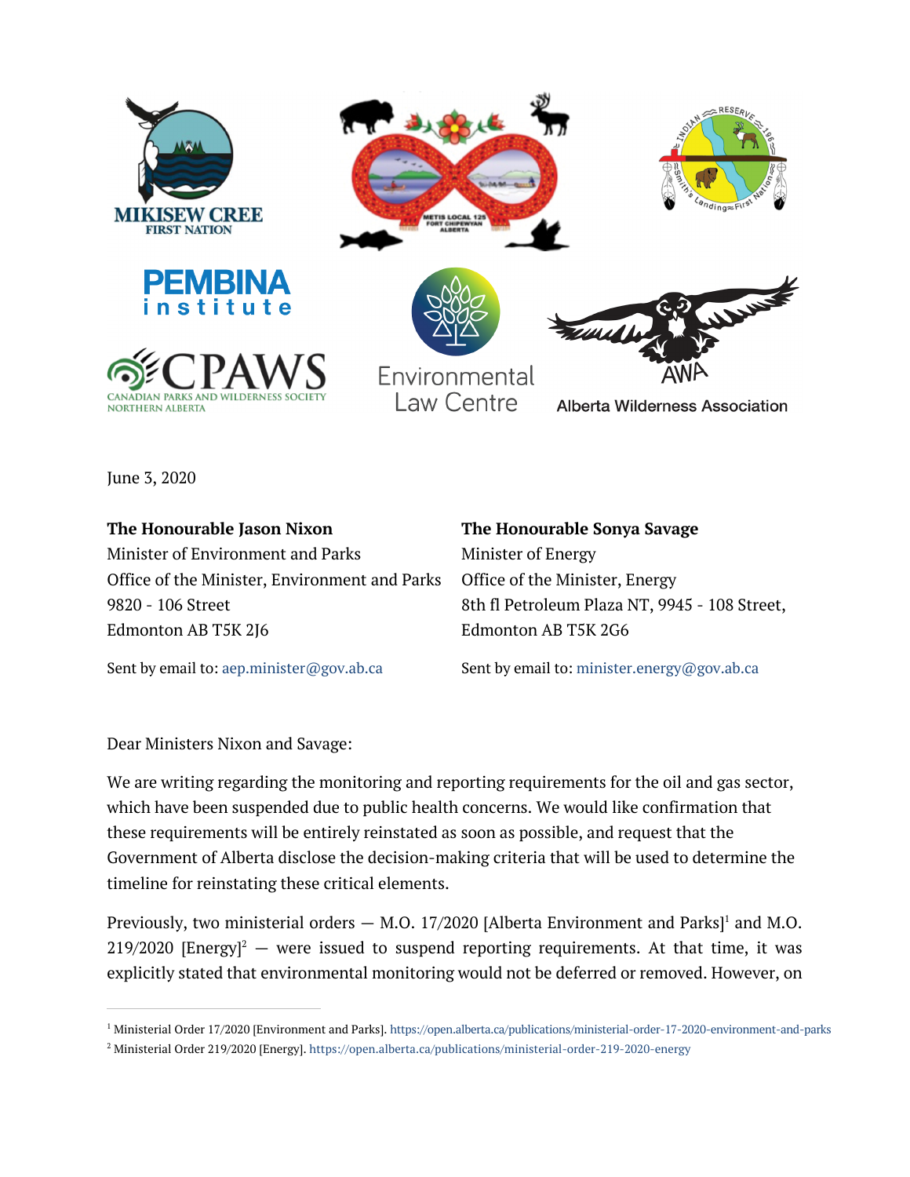June 3, 2020

**The Honourable Jason Nixon**
Minister of Environment and Parks
Office of the Minister, Environment and Parks
9820 - 106 Street
Edmonton AB T5K 2J6

Sent by email to: aep.minister@gov.ab.ca

**The Honourable Sonya Savage**
Minister of Energy
Office of the Minister, Energy
8th fl Petroleum Plaza NT, 9945 - 108 Street,
Edmonton AB T5K 2G6

Sent by email to: minister.energy@gov.ab.ca

Dear Ministers Nixon and Savage:

We are writing regarding the monitoring and reporting requirements for the oil and gas sector, which have been suspended due to public health concerns. We would like confirmation that these requirements will be entirely reinstated as soon as possible, and request that the Government of Alberta disclose the decision-making criteria that will be used to determine the timeline for reinstating these critical elements.

Previously, two ministerial orders — M.O. 17/2020 [Alberta Environment and Parks][1] and M.O. 219/2020 [Energy][2] — were issued to suspend reporting requirements. At that time, it was explicitly stated that environmental monitoring would not be deferred or removed. However, on

---

[1] Ministerial Order 17/2020 [Environment and Parks]. https://open.alberta.ca/publications/ministerial-order-17-2020-environment-and-parks

[2] Ministerial Order 219/2020 [Energy]. https://open.alberta.ca/publications/ministerial-order-219-2020-energy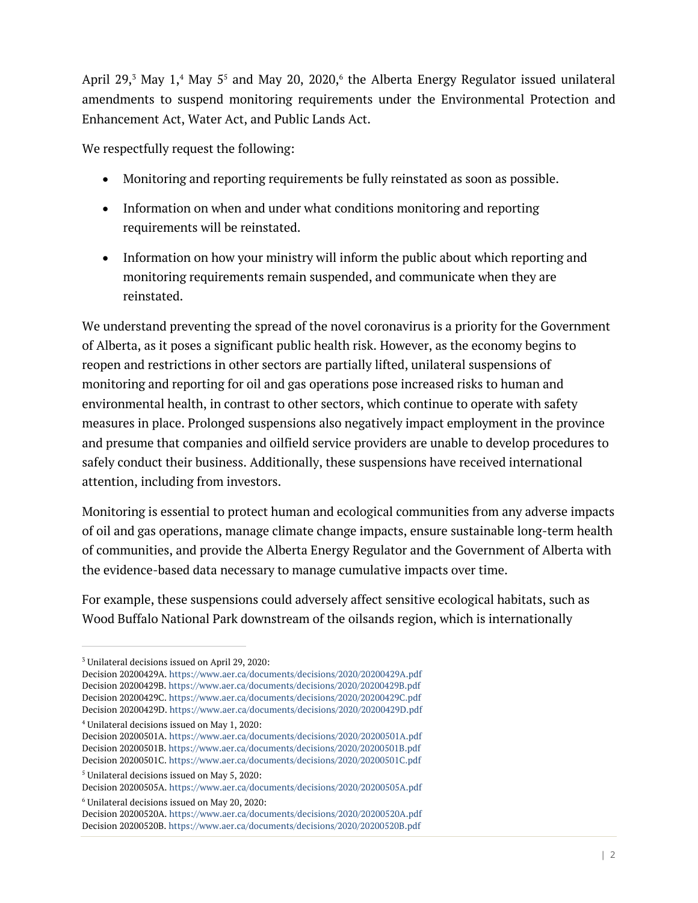April 29,[3] May 1,[4] May 5[5] and May 20, 2020,[6] the Alberta Energy Regulator issued unilateral amendments to suspend monitoring requirements under the Environmental Protection and Enhancement Act, Water Act, and Public Lands Act.

We respectfully request the following:

- Monitoring and reporting requirements be fully reinstated as soon as possible.
- Information on when and under what conditions monitoring and reporting requirements will be reinstated.
- Information on how your ministry will inform the public about which reporting and monitoring requirements remain suspended, and communicate when they are reinstated.

We understand preventing the spread of the novel coronavirus is a priority for the Government of Alberta, as it poses a significant public health risk. However, as the economy begins to reopen and restrictions in other sectors are partially lifted, unilateral suspensions of monitoring and reporting for oil and gas operations pose increased risks to human and environmental health, in contrast to other sectors, which continue to operate with safety measures in place. Prolonged suspensions also negatively impact employment in the province and presume that companies and oilfield service providers are unable to develop procedures to safely conduct their business. Additionally, these suspensions have received international attention, including from investors.

Monitoring is essential to protect human and ecological communities from any adverse impacts of oil and gas operations, manage climate change impacts, ensure sustainable long-term health of communities, and provide the Alberta Energy Regulator and the Government of Alberta with the evidence-based data necessary to manage cumulative impacts over time.

For example, these suspensions could adversely affect sensitive ecological habitats, such as Wood Buffalo National Park downstream of the oilsands region, which is internationally

---

[3] Unilateral decisions issued on April 29, 2020:
Decision 20200429A. https://www.aer.ca/documents/decisions/2020/20200429A.pdf
Decision 20200429B. https://www.aer.ca/documents/decisions/2020/20200429B.pdf
Decision 20200429C. https://www.aer.ca/documents/decisions/2020/20200429C.pdf
Decision 20200429D. https://www.aer.ca/documents/decisions/2020/20200429D.pdf

[4] Unilateral decisions issued on May 1, 2020:
Decision 20200501A. https://www.aer.ca/documents/decisions/2020/20200501A.pdf
Decision 20200501B. https://www.aer.ca/documents/decisions/2020/20200501B.pdf
Decision 20200501C. https://www.aer.ca/documents/decisions/2020/20200501C.pdf

[5] Unilateral decisions issued on May 5, 2020:
Decision 20200505A. https://www.aer.ca/documents/decisions/2020/20200505A.pdf

[6] Unilateral decisions issued on May 20, 2020:
Decision 20200520A. https://www.aer.ca/documents/decisions/2020/20200520A.pdf
Decision 20200520B. https://www.aer.ca/documents/decisions/2020/20200520B.pdf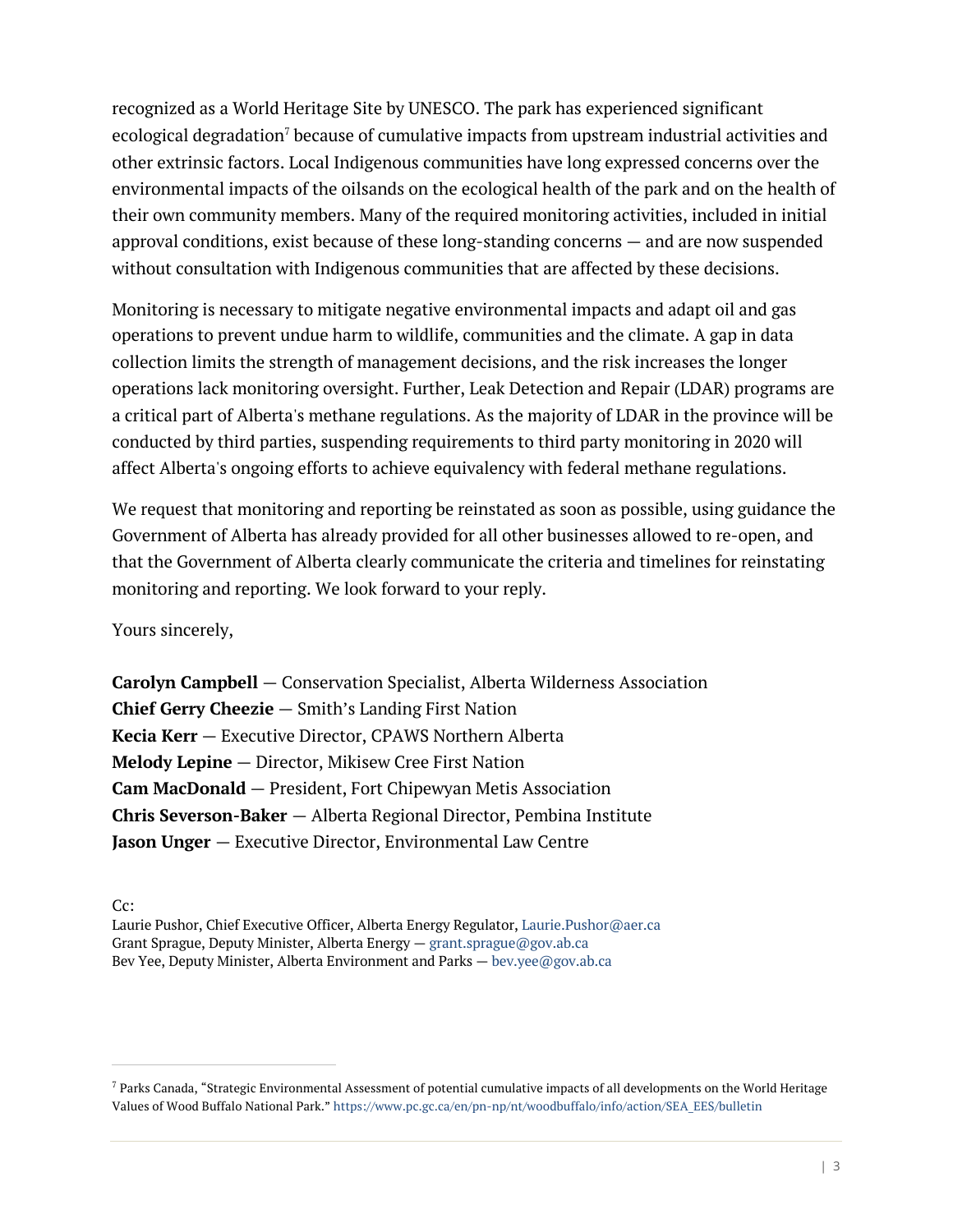recognized as a World Heritage Site by UNESCO. The park has experienced significant ecological degradation[7] because of cumulative impacts from upstream industrial activities and other extrinsic factors. Local Indigenous communities have long expressed concerns over the environmental impacts of the oilsands on the ecological health of the park and on the health of their own community members. Many of the required monitoring activities, included in initial approval conditions, exist because of these long-standing concerns — and are now suspended without consultation with Indigenous communities that are affected by these decisions.

Monitoring is necessary to mitigate negative environmental impacts and adapt oil and gas operations to prevent undue harm to wildlife, communities and the climate. A gap in data collection limits the strength of management decisions, and the risk increases the longer operations lack monitoring oversight. Further, Leak Detection and Repair (LDAR) programs are a critical part of Alberta's methane regulations. As the majority of LDAR in the province will be conducted by third parties, suspending requirements to third party monitoring in 2020 will affect Alberta's ongoing efforts to achieve equivalency with federal methane regulations.

We request that monitoring and reporting be reinstated as soon as possible, using guidance the Government of Alberta has already provided for all other businesses allowed to re-open, and that the Government of Alberta clearly communicate the criteria and timelines for reinstating monitoring and reporting. We look forward to your reply.

Yours sincerely,

**Carolyn Campbell** — Conservation Specialist, Alberta Wilderness Association
**Chief Gerry Cheezie** — Smith's Landing First Nation
**Kecia Kerr** — Executive Director, CPAWS Northern Alberta
**Melody Lepine** — Director, Mikisew Cree First Nation
**Cam MacDonald** — President, Fort Chipewyan Metis Association
**Chris Severson-Baker** — Alberta Regional Director, Pembina Institute
**Jason Unger** — Executive Director, Environmental Law Centre

Cc:
Laurie Pushor, Chief Executive Officer, Alberta Energy Regulator, Laurie.Pushor@aer.ca
Grant Sprague, Deputy Minister, Alberta Energy — grant.sprague@gov.ab.ca
Bev Yee, Deputy Minister, Alberta Environment and Parks — bev.yee@gov.ab.ca

---

[7] Parks Canada, "Strategic Environmental Assessment of potential cumulative impacts of all developments on the World Heritage Values of Wood Buffalo National Park." https://www.pc.gc.ca/en/pn-np/nt/woodbuffalo/info/action/SEA_EES/bulletin